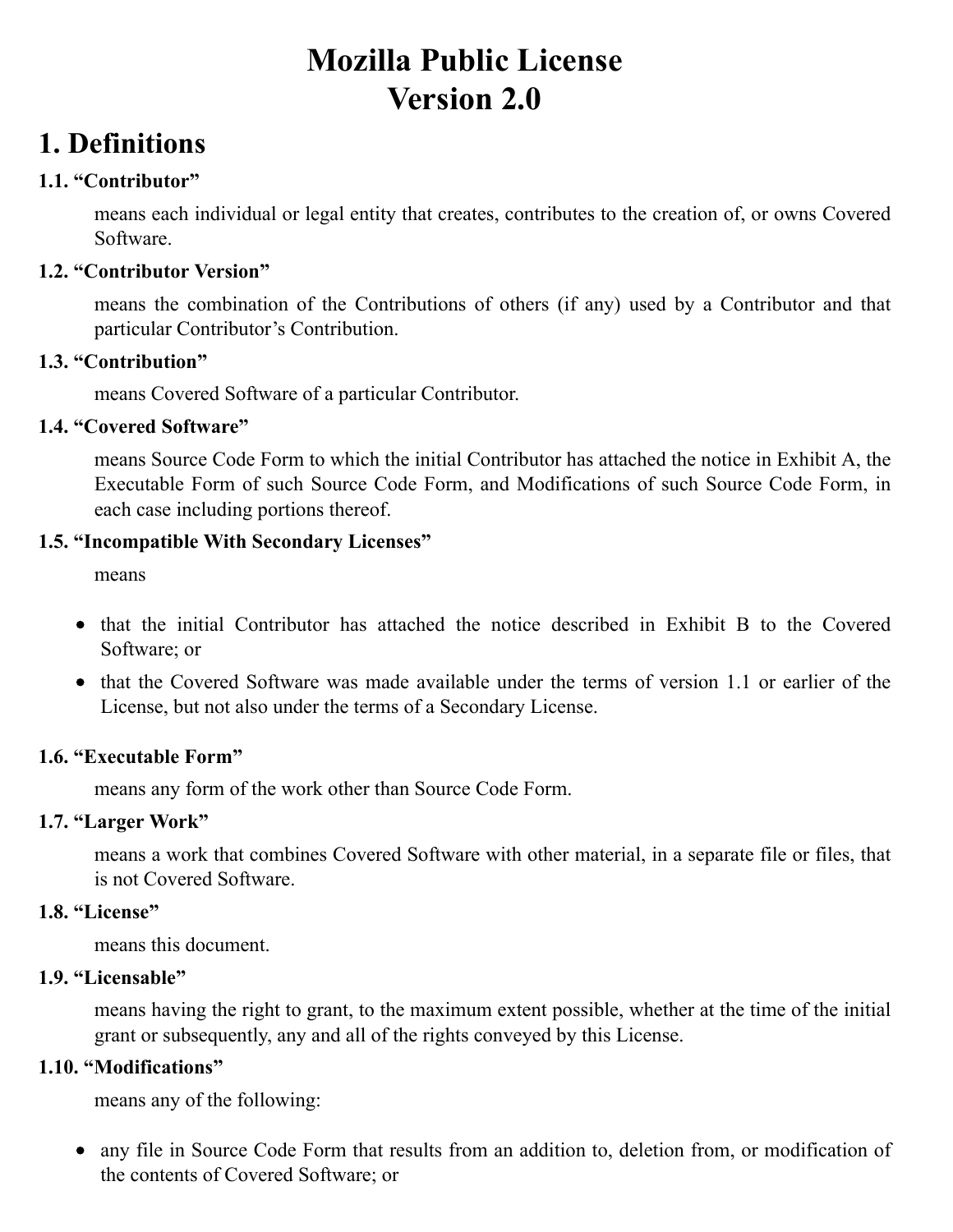# Mozilla Public License
# Version 2.0

## 1. Definitions

### 1.1. "Contributor"

means each individual or legal entity that creates, contributes to the creation of, or owns Covered Software.

### 1.2. "Contributor Version"

means the combination of the Contributions of others (if any) used by a Contributor and that particular Contributor's Contribution.

### 1.3. "Contribution"

means Covered Software of a particular Contributor.

### 1.4. "Covered Software"

means Source Code Form to which the initial Contributor has attached the notice in Exhibit A, the Executable Form of such Source Code Form, and Modifications of such Source Code Form, in each case including portions thereof.

### 1.5. "Incompatible With Secondary Licenses"

means

- that the initial Contributor has attached the notice described in Exhibit B to the Covered Software; or
- that the Covered Software was made available under the terms of version 1.1 or earlier of the License, but not also under the terms of a Secondary License.

### 1.6. "Executable Form"

means any form of the work other than Source Code Form.

### 1.7. "Larger Work"

means a work that combines Covered Software with other material, in a separate file or files, that is not Covered Software.

### 1.8. "License"

means this document.

### 1.9. "Licensable"

means having the right to grant, to the maximum extent possible, whether at the time of the initial grant or subsequently, any and all of the rights conveyed by this License.

### 1.10. "Modifications"

means any of the following:

- any file in Source Code Form that results from an addition to, deletion from, or modification of the contents of Covered Software; or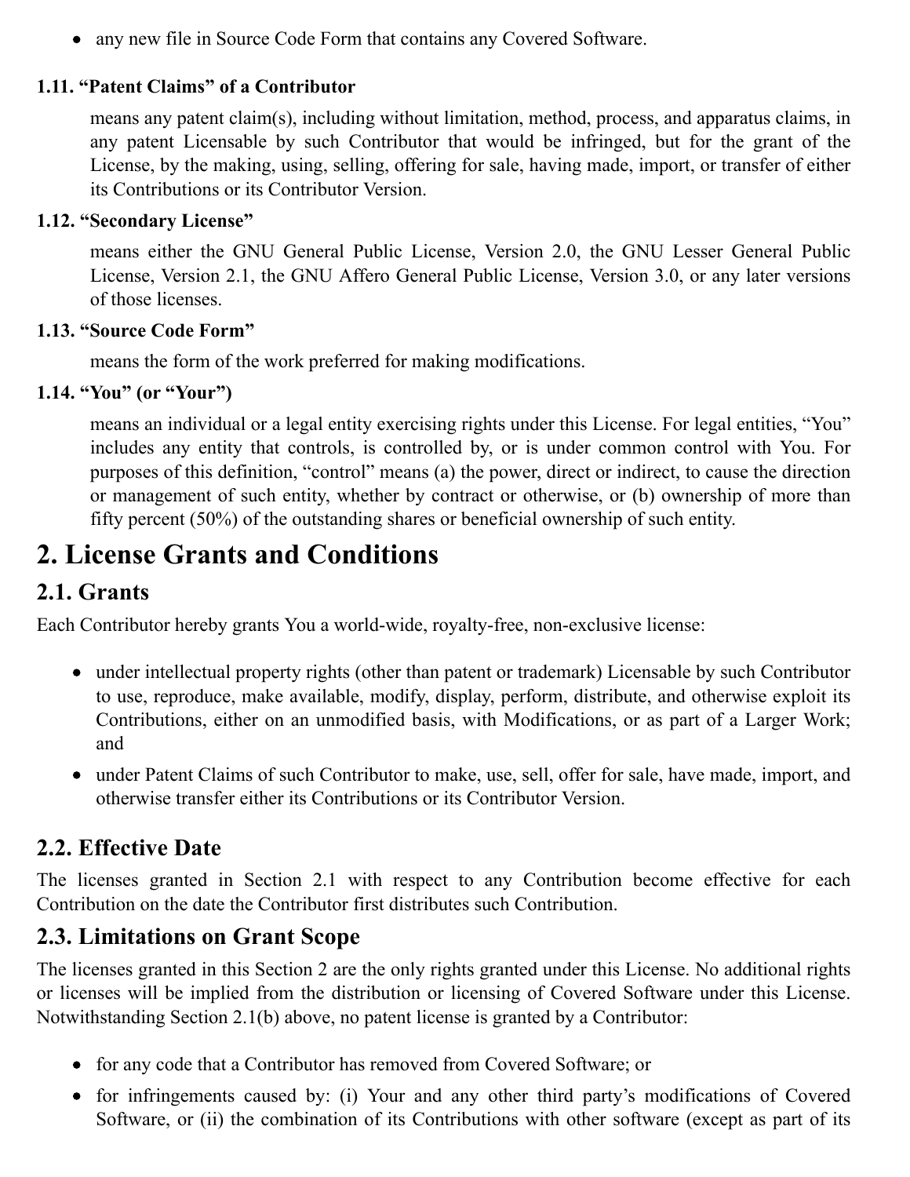- any new file in Source Code Form that contains any Covered Software.

**1.11. "Patent Claims" of a Contributor**

means any patent claim(s), including without limitation, method, process, and apparatus claims, in any patent Licensable by such Contributor that would be infringed, but for the grant of the License, by the making, using, selling, offering for sale, having made, import, or transfer of either its Contributions or its Contributor Version.

**1.12. "Secondary License"**

means either the GNU General Public License, Version 2.0, the GNU Lesser General Public License, Version 2.1, the GNU Affero General Public License, Version 3.0, or any later versions of those licenses.

**1.13. "Source Code Form"**

means the form of the work preferred for making modifications.

**1.14. "You" (or "Your")**

means an individual or a legal entity exercising rights under this License. For legal entities, "You" includes any entity that controls, is controlled by, or is under common control with You. For purposes of this definition, "control" means (a) the power, direct or indirect, to cause the direction or management of such entity, whether by contract or otherwise, or (b) ownership of more than fifty percent (50%) of the outstanding shares or beneficial ownership of such entity.

# 2. License Grants and Conditions

## 2.1. Grants

Each Contributor hereby grants You a world-wide, royalty-free, non-exclusive license:

- under intellectual property rights (other than patent or trademark) Licensable by such Contributor to use, reproduce, make available, modify, display, perform, distribute, and otherwise exploit its Contributions, either on an unmodified basis, with Modifications, or as part of a Larger Work; and
- under Patent Claims of such Contributor to make, use, sell, offer for sale, have made, import, and otherwise transfer either its Contributions or its Contributor Version.

## 2.2. Effective Date

The licenses granted in Section 2.1 with respect to any Contribution become effective for each Contribution on the date the Contributor first distributes such Contribution.

## 2.3. Limitations on Grant Scope

The licenses granted in this Section 2 are the only rights granted under this License. No additional rights or licenses will be implied from the distribution or licensing of Covered Software under this License. Notwithstanding Section 2.1(b) above, no patent license is granted by a Contributor:

- for any code that a Contributor has removed from Covered Software; or
- for infringements caused by: (i) Your and any other third party's modifications of Covered Software, or (ii) the combination of its Contributions with other software (except as part of its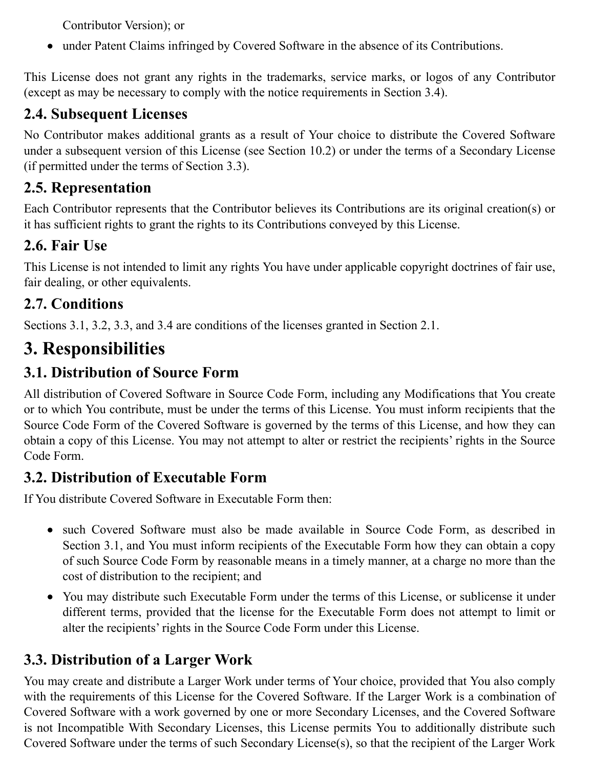Contributor Version); or

- under Patent Claims infringed by Covered Software in the absence of its Contributions.

This License does not grant any rights in the trademarks, service marks, or logos of any Contributor (except as may be necessary to comply with the notice requirements in Section 3.4).

### 2.4. Subsequent Licenses

No Contributor makes additional grants as a result of Your choice to distribute the Covered Software under a subsequent version of this License (see Section 10.2) or under the terms of a Secondary License (if permitted under the terms of Section 3.3).

### 2.5. Representation

Each Contributor represents that the Contributor believes its Contributions are its original creation(s) or it has sufficient rights to grant the rights to its Contributions conveyed by this License.

### 2.6. Fair Use

This License is not intended to limit any rights You have under applicable copyright doctrines of fair use, fair dealing, or other equivalents.

### 2.7. Conditions

Sections 3.1, 3.2, 3.3, and 3.4 are conditions of the licenses granted in Section 2.1.

## 3. Responsibilities

### 3.1. Distribution of Source Form

All distribution of Covered Software in Source Code Form, including any Modifications that You create or to which You contribute, must be under the terms of this License. You must inform recipients that the Source Code Form of the Covered Software is governed by the terms of this License, and how they can obtain a copy of this License. You may not attempt to alter or restrict the recipients' rights in the Source Code Form.

### 3.2. Distribution of Executable Form

If You distribute Covered Software in Executable Form then:

- such Covered Software must also be made available in Source Code Form, as described in Section 3.1, and You must inform recipients of the Executable Form how they can obtain a copy of such Source Code Form by reasonable means in a timely manner, at a charge no more than the cost of distribution to the recipient; and
- You may distribute such Executable Form under the terms of this License, or sublicense it under different terms, provided that the license for the Executable Form does not attempt to limit or alter the recipients' rights in the Source Code Form under this License.

### 3.3. Distribution of a Larger Work

You may create and distribute a Larger Work under terms of Your choice, provided that You also comply with the requirements of this License for the Covered Software. If the Larger Work is a combination of Covered Software with a work governed by one or more Secondary Licenses, and the Covered Software is not Incompatible With Secondary Licenses, this License permits You to additionally distribute such Covered Software under the terms of such Secondary License(s), so that the recipient of the Larger Work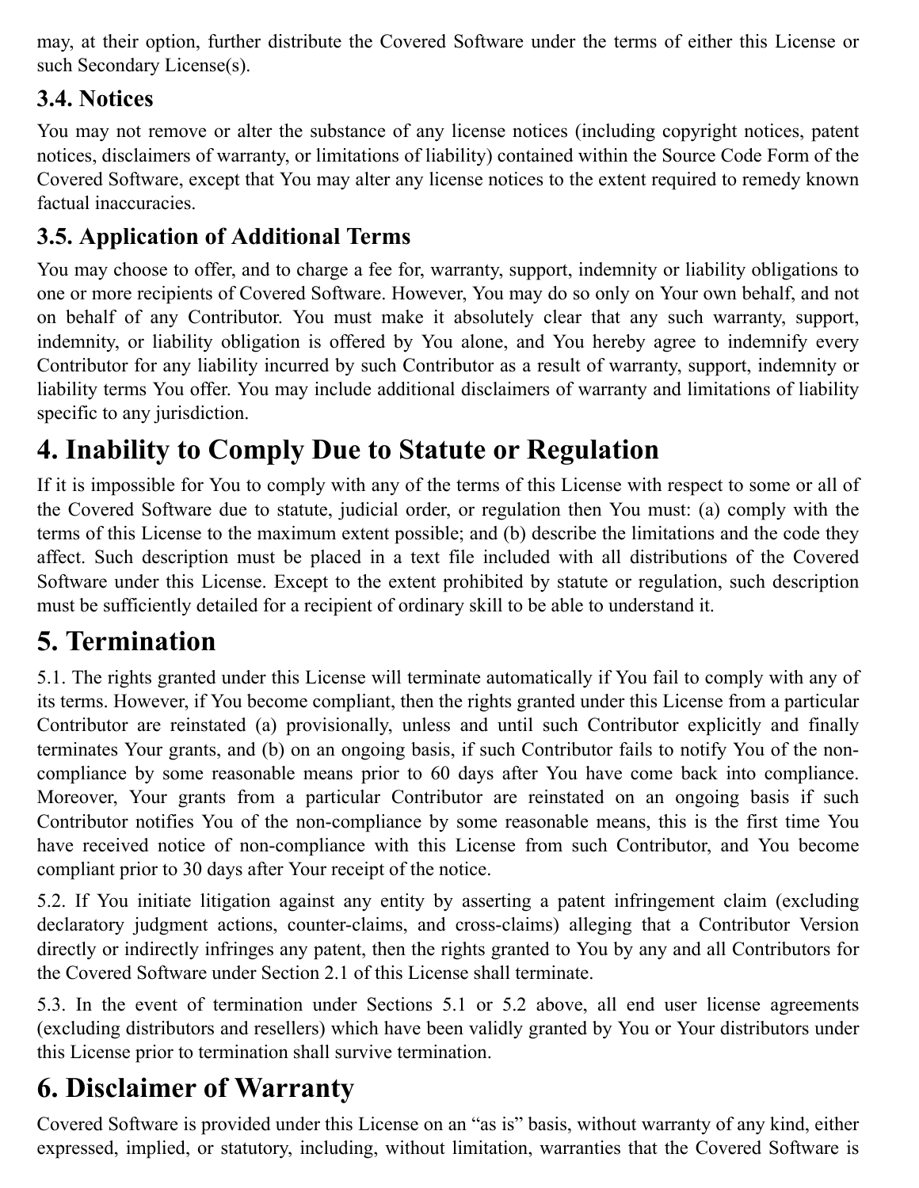may, at their option, further distribute the Covered Software under the terms of either this License or such Secondary License(s).

### 3.4. Notices

You may not remove or alter the substance of any license notices (including copyright notices, patent notices, disclaimers of warranty, or limitations of liability) contained within the Source Code Form of the Covered Software, except that You may alter any license notices to the extent required to remedy known factual inaccuracies.

### 3.5. Application of Additional Terms

You may choose to offer, and to charge a fee for, warranty, support, indemnity or liability obligations to one or more recipients of Covered Software. However, You may do so only on Your own behalf, and not on behalf of any Contributor. You must make it absolutely clear that any such warranty, support, indemnity, or liability obligation is offered by You alone, and You hereby agree to indemnify every Contributor for any liability incurred by such Contributor as a result of warranty, support, indemnity or liability terms You offer. You may include additional disclaimers of warranty and limitations of liability specific to any jurisdiction.

## 4. Inability to Comply Due to Statute or Regulation

If it is impossible for You to comply with any of the terms of this License with respect to some or all of the Covered Software due to statute, judicial order, or regulation then You must: (a) comply with the terms of this License to the maximum extent possible; and (b) describe the limitations and the code they affect. Such description must be placed in a text file included with all distributions of the Covered Software under this License. Except to the extent prohibited by statute or regulation, such description must be sufficiently detailed for a recipient of ordinary skill to be able to understand it.

## 5. Termination

5.1. The rights granted under this License will terminate automatically if You fail to comply with any of its terms. However, if You become compliant, then the rights granted under this License from a particular Contributor are reinstated (a) provisionally, unless and until such Contributor explicitly and finally terminates Your grants, and (b) on an ongoing basis, if such Contributor fails to notify You of the non-compliance by some reasonable means prior to 60 days after You have come back into compliance. Moreover, Your grants from a particular Contributor are reinstated on an ongoing basis if such Contributor notifies You of the non-compliance by some reasonable means, this is the first time You have received notice of non-compliance with this License from such Contributor, and You become compliant prior to 30 days after Your receipt of the notice.

5.2. If You initiate litigation against any entity by asserting a patent infringement claim (excluding declaratory judgment actions, counter-claims, and cross-claims) alleging that a Contributor Version directly or indirectly infringes any patent, then the rights granted to You by any and all Contributors for the Covered Software under Section 2.1 of this License shall terminate.

5.3. In the event of termination under Sections 5.1 or 5.2 above, all end user license agreements (excluding distributors and resellers) which have been validly granted by You or Your distributors under this License prior to termination shall survive termination.

## 6. Disclaimer of Warranty

Covered Software is provided under this License on an "as is" basis, without warranty of any kind, either expressed, implied, or statutory, including, without limitation, warranties that the Covered Software is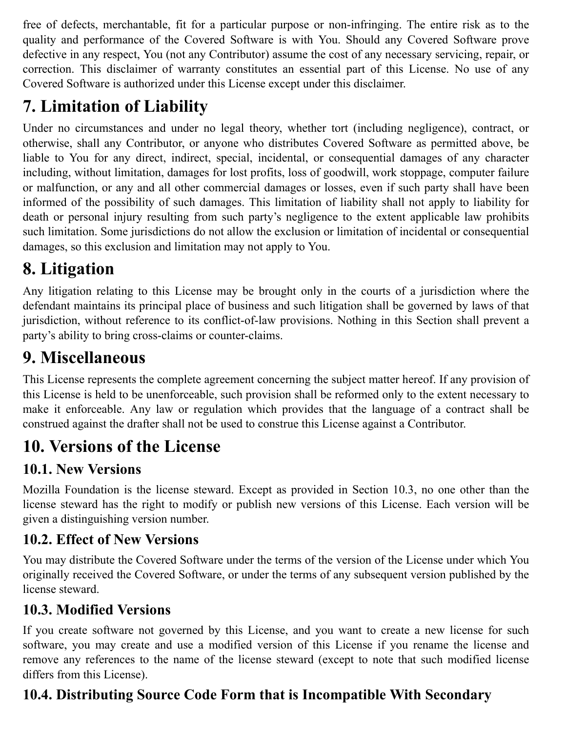free of defects, merchantable, fit for a particular purpose or non-infringing. The entire risk as to the quality and performance of the Covered Software is with You. Should any Covered Software prove defective in any respect, You (not any Contributor) assume the cost of any necessary servicing, repair, or correction. This disclaimer of warranty constitutes an essential part of this License. No use of any Covered Software is authorized under this License except under this disclaimer.

## 7. Limitation of Liability

Under no circumstances and under no legal theory, whether tort (including negligence), contract, or otherwise, shall any Contributor, or anyone who distributes Covered Software as permitted above, be liable to You for any direct, indirect, special, incidental, or consequential damages of any character including, without limitation, damages for lost profits, loss of goodwill, work stoppage, computer failure or malfunction, or any and all other commercial damages or losses, even if such party shall have been informed of the possibility of such damages. This limitation of liability shall not apply to liability for death or personal injury resulting from such party's negligence to the extent applicable law prohibits such limitation. Some jurisdictions do not allow the exclusion or limitation of incidental or consequential damages, so this exclusion and limitation may not apply to You.

## 8. Litigation

Any litigation relating to this License may be brought only in the courts of a jurisdiction where the defendant maintains its principal place of business and such litigation shall be governed by laws of that jurisdiction, without reference to its conflict-of-law provisions. Nothing in this Section shall prevent a party's ability to bring cross-claims or counter-claims.

## 9. Miscellaneous

This License represents the complete agreement concerning the subject matter hereof. If any provision of this License is held to be unenforceable, such provision shall be reformed only to the extent necessary to make it enforceable. Any law or regulation which provides that the language of a contract shall be construed against the drafter shall not be used to construe this License against a Contributor.

## 10. Versions of the License

### 10.1. New Versions

Mozilla Foundation is the license steward. Except as provided in Section 10.3, no one other than the license steward has the right to modify or publish new versions of this License. Each version will be given a distinguishing version number.

### 10.2. Effect of New Versions

You may distribute the Covered Software under the terms of the version of the License under which You originally received the Covered Software, or under the terms of any subsequent version published by the license steward.

### 10.3. Modified Versions

If you create software not governed by this License, and you want to create a new license for such software, you may create and use a modified version of this License if you rename the license and remove any references to the name of the license steward (except to note that such modified license differs from this License).

### 10.4. Distributing Source Code Form that is Incompatible With Secondary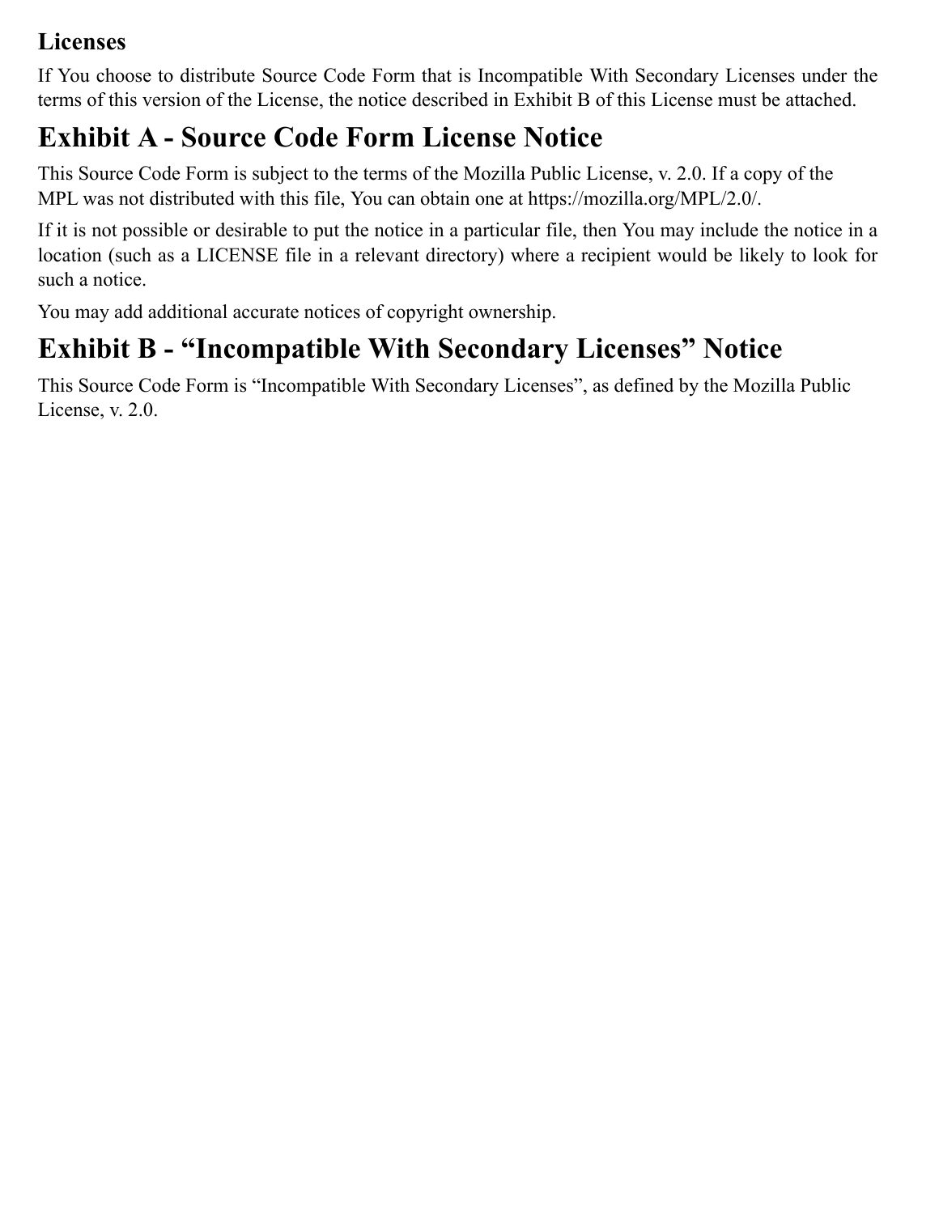### Licenses

If You choose to distribute Source Code Form that is Incompatible With Secondary Licenses under the terms of this version of the License, the notice described in Exhibit B of this License must be attached.

## Exhibit A - Source Code Form License Notice

This Source Code Form is subject to the terms of the Mozilla Public License, v. 2.0. If a copy of the MPL was not distributed with this file, You can obtain one at https://mozilla.org/MPL/2.0/.

If it is not possible or desirable to put the notice in a particular file, then You may include the notice in a location (such as a LICENSE file in a relevant directory) where a recipient would be likely to look for such a notice.

You may add additional accurate notices of copyright ownership.

## Exhibit B - "Incompatible With Secondary Licenses" Notice

This Source Code Form is "Incompatible With Secondary Licenses", as defined by the Mozilla Public License, v. 2.0.